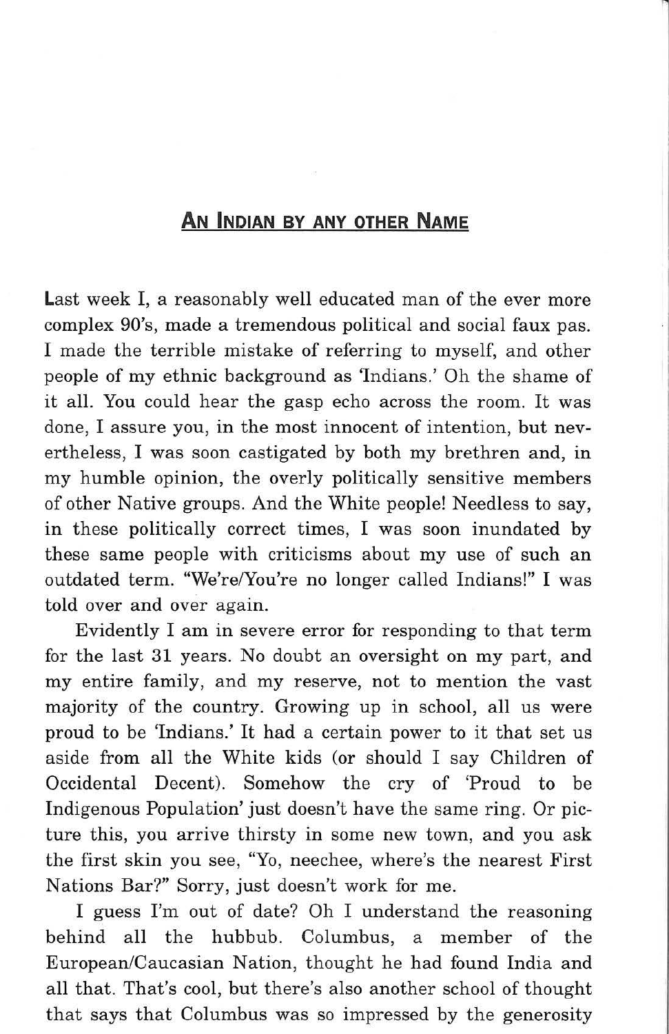# <u>An Indian by any other Name</u>

Last week I, a reasonably well educated man of the ever more complex 90's, made a tremendous political and social faux pas. I made the terrible mistake of referring to myself, and other people of my ethnic background as 'Indians.' Oh the shame of it all. You could hear the gasp echo across the room. It was done, I assure you, in the most innocent of intention, but nevertheless, I was soon castigated by both my brethren and, in my humble opinion, the overly politically sensitive members of other Native groups. And the White people! Needless to say, in these politically correct times, I was soon inundated by these same people with criticisms about my use of such an outdated term. "We're/You're no longer called Indians!" I was told over and over again.

Evidently I am in severe error for responding to that term for the last 31 years. No doubt an oversight on my part, and my entire family, and my reserve, not to mention the vast majority of the country. Growing up in school, all us were proud to be 'Indians.' It had a certain power to it that set us aside from all the White kids (or should I say Children of Occidental Decent). Somehow the cry of 'Proud to be Indigenous Population' just doesn't have the same ring. Or picture this, you arrive thirsty in some new town, and you ask the first skin you see, "Yo, neechee, where's the nearest First Nations Bar?" Sorry, just doesn't work for me.

I guess I'm out of date? Oh I understand the reasoning behind all the hubbub. Columbus, a member of the European/Caucasian Nation, thought he had found India and all that. That's cool, but there's also another school of thought that says that Columbus was so impressed by the generosity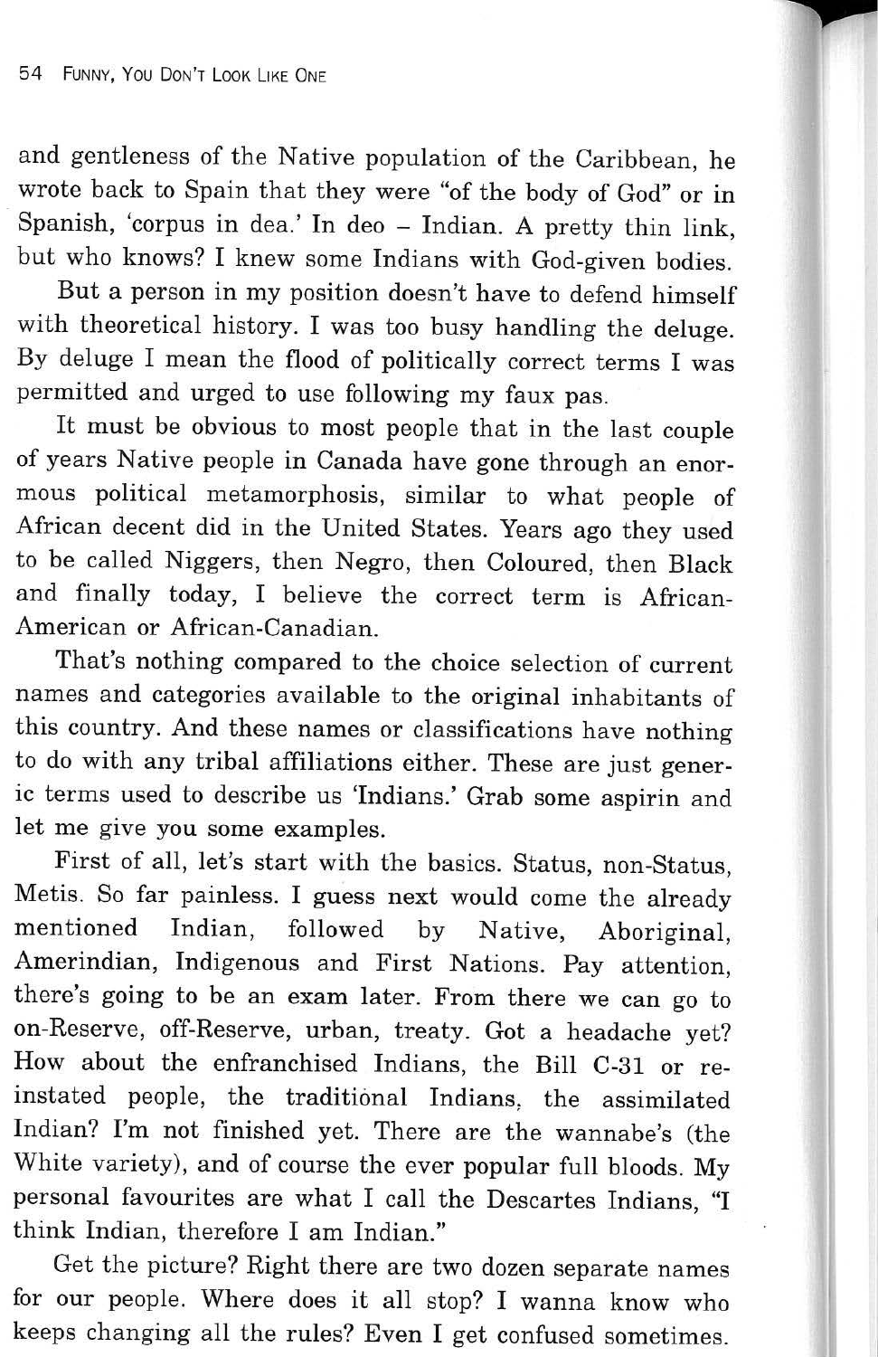and gentleness of the Native population of the Caribbean, he wrote back to Spain that they were "of the body of God" or in Spanish, 'corpus in dea.' In deo – Indian. A pretty thin link, but who knows? I knew some Indians with God-given bodies.

But a person in my position doesn't have to defend himself with theoretical history. I was too busy handling the deluge. By deluge I mean the flood of politically correct terms I was permitted and urged to use following my faux pas.

It must be obvious to most people that in the last couple of years Native people in Canada have gone through an enormous political metamorphosis, similar to what people of African decent did in the United States. Years ago they used to be called Niggers, then Negro, then Coloured, then Black and finally today, I believe the correct term is African-American or African-Canadian.

That's nothing compared to the choice selection of current names and categories available to the original inhabitants of this country. And these names or classifications have nothing to do with any tribal affiliations either. These are just generic terms used to describe us 'Indians.' Grab some aspirin and let me give you some examples.

First of all, let's start with the basics. Status, non-Status, Metis. So far painless. I guess next would come the already mentioned Indian, followed by Native, Aboriginal, Amerindian, Indigenous and First Nations. Pay attention, there's going to be an exam later. From there we can go to on-Reserve, off-Reserve, urban, treaty. Got a headache yet? How about the enfranchised Indians, the Bill C-31 or reinstated people, the traditional Indians, the assimilated Indian? I'm not finished yet. There are the wannabe's (the White variety), and of course the ever popular full bloods. My personal favourites are what I call the Descartes Indians, "I think Indian, therefore I am Indian."

Get the picture? Right there are two dozen separate names for our people. Where does it all stop? I wanna know who keeps changing all the rules? Even I get confused sometimes.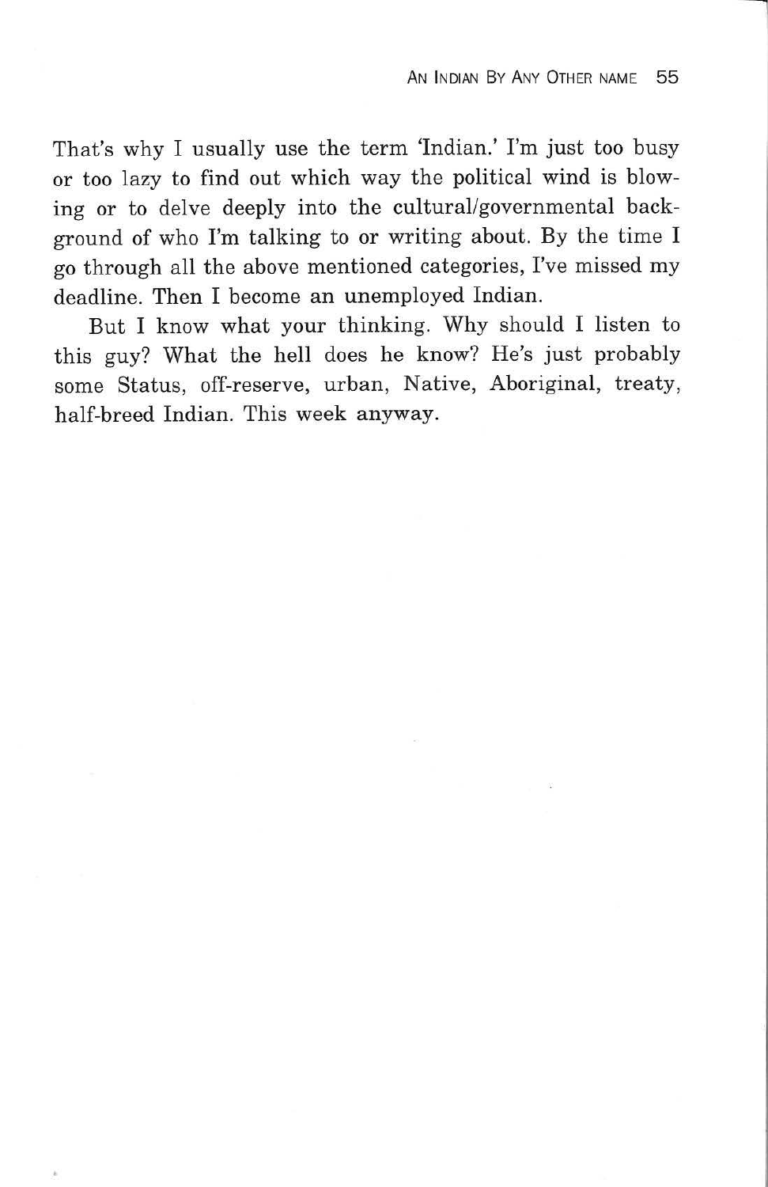That's why I usually use the term 'Indian.' I'm just too busy or too lazy to find out which way the political wind is blowing or to delve deeply into the cultural/governmental background of who I'm talking to or writing about. By the time I go through all the above mentioned categories, I've missed my deadline. Then I become an unemployed Indian.

But I know what your thinking. Why should I listen to this guy? What the hell does he know? He's just probably some Status, off-reserve, urban, Native, Aboriginal, treaty, half-breed Indian. This week anyway.